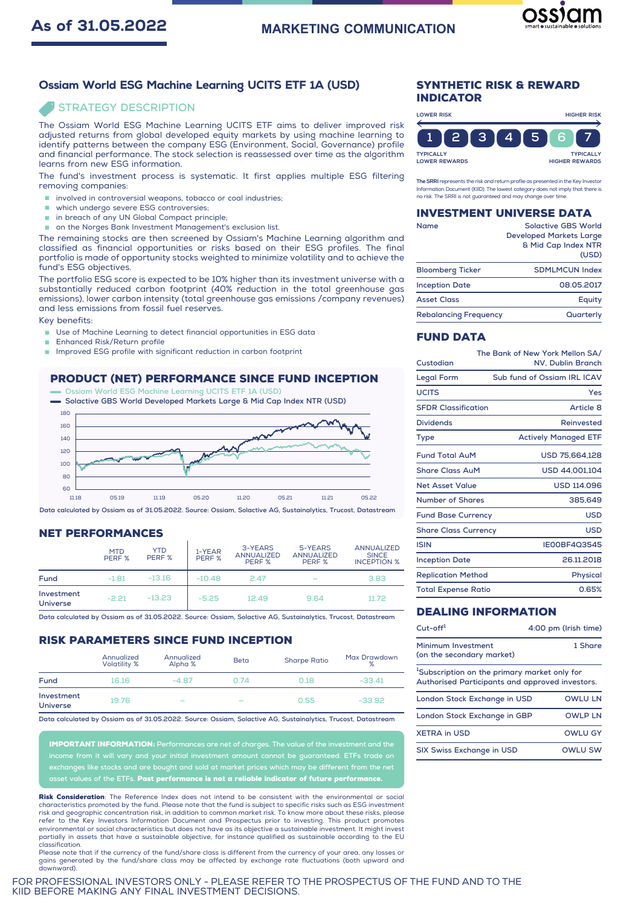As of 31.05.2022

MARKETING COMMUNICATION

# Ossiam World ESG Machine Learning UCITS ETF 1A (USD)

## STRATEGY DESCRIPTION

The Ossiam World ESG Machine Learning UCITS ETF aims to deliver improved risk adjusted returns from global developed equity markets by using machine learning to identify patterns between the company ESG (Environment, Social, Governance) profile and financial performance. The stock selection is reassessed over time as the algorithm learns from new ESG information.

The fund's investment process is systematic. It first applies multiple ESG filtering removing companies:

- involved in controversial weapons, tobacco or coal industries;
- which undergo severe ESG controversies;
- in breach of any UN Global Compact principle;
- on the Norges Bank Investment Management's exclusion list.

The remaining stocks are then screened by Ossiam's Machine Learning algorithm and classified as financial opportunities or risks based on their ESG profiles. The final portfolio is made of opportunity stocks weighted to minimize volatility and to achieve the fund's ESG objectives.

The portfolio ESG score is expected to be 10% higher than its investment universe with a substantially reduced carbon footprint (40% reduction in the total greenhouse gas emissions), lower carbon intensity (total greenhouse gas emissions /company revenues) and less emissions from fossil fuel reserves.

Key benefits:

- Use of Machine Learning to detect financial opportunities in ESG data
- Enhanced Risk/Return profile
- Improved ESG profile with significant reduction in carbon footprint

## PRODUCT (NET) PERFORMANCE SINCE FUND INCEPTION

- Ossiam World ESG Machine Learning UCITS ETF 1A (USD)
- Solactive GBS World Developed Markets Large & Mid Cap Index NTR (USD)

Data calculated by Ossiam as of 31.05.2022. Source: Ossiam, Solactive AG, Sustainalytics, Trucost, Datastream

## NET PERFORMANCES

| | MTD PERF % | YTD PERF % | 1-YEAR PERF % | 3-YEARS ANNUALIZED PERF % | 5-YEARS ANNUALIZED PERF % | ANNUALIZED SINCE INCEPTION % |
|---|---|---|---|---|---|---|
| Fund | -1.81 | -13.16 | -10.48 | 2.47 | – | 3.83 |
| Investment Universe | -2.21 | -13.23 | -5.25 | 12.49 | 9.64 | 11.72 |

Data calculated by Ossiam as of 31.05.2022. Source: Ossiam, Solactive AG, Sustainalytics, Trucost, Datastream

## RISK PARAMETERS SINCE FUND INCEPTION

| | Annualized Volatility % | Annualized Alpha % | Beta | Sharpe Ratio | Max Drawdown % |
|---|---|---|---|---|---|
| Fund | 16.16 | -4.87 | 0.74 | 0.18 | -33.41 |
| Investment Universe | 19.76 | – | – | 0.55 | -33.92 |

Data calculated by Ossiam as of 31.05.2022. Source: Ossiam, Solactive AG, Sustainalytics, Trucost, Datastream

**IMPORTANT INFORMATION:** Performances are net of charges. The value of the investment and the income from it will vary and your initial investment amount cannot be guaranteed. ETFs trade on exchanges like stocks and are bought and sold at market prices which may be different from the net asset values of the ETFs. **Past performance is not a reliable indicator of future performance.**

**Risk Consideration**: The Reference Index does not intend to be consistent with the environmental or social characteristics promoted by the fund. Please note that the fund is subject to specific risks such as ESG investment risk and geographic concentration risk, in addition to common market risk. To know more about these risks, please refer to the Key Investors Information Document and Prospectus prior to investing. This product promotes environmental or social characteristics but does not have as its objective a sustainable investment. It might invest partially in assets that have a sustainable objective, for instance qualified as sustainable according to the EU classification.

Please note that if the currency of the fund/share class is different from the currency of your area, any losses or gains generated by the fund/share class may be affected by exchange rate fluctuations (both upward and downward).

## SYNTHETIC RISK & REWARD INDICATOR

LOWER RISK — HIGHER RISK

1 2 3 4 5 **6** 7

TYPICALLY LOWER REWARDS — TYPICALLY HIGHER REWARDS

**The SRRI** represents the risk and return profile as presented in the Key Investor Information Document (KIID). The lowest category does not imply that there is no risk. The SRRI is not guaranteed and may change over time.

## INVESTMENT UNIVERSE DATA

| | |
|---|---|
| Name | Solactive GBS World Developed Markets Large & Mid Cap Index NTR (USD) |
| Bloomberg Ticker | SDMLMCUN Index |
| Inception Date | 08.05.2017 |
| Asset Class | Equity |
| Rebalancing Frequency | Quarterly |

## FUND DATA

| | |
|---|---|
| Custodian | The Bank of New York Mellon SA/ NV, Dublin Branch |
| Legal Form | Sub fund of Ossiam IRL ICAV |
| UCITS | Yes |
| SFDR Classification | Article 8 |
| Dividends | Reinvested |
| Type | Actively Managed ETF |
| Fund Total AuM | USD 75,664,128 |
| Share Class AuM | USD 44,001,104 |
| Net Asset Value | USD 114.096 |
| Number of Shares | 385,649 |
| Fund Base Currency | USD |
| Share Class Currency | USD |
| ISIN | IE00BF4Q3545 |
| Inception Date | 26.11.2018 |
| Replication Method | Physical |
| Total Expense Ratio | 0.65% |

## DEALING INFORMATION

| | |
|---|---|
| Cut-off[1] | 4:00 pm (Irish time) |
| Minimum Investment (on the secondary market) | 1 Share |

[1]Subscription on the primary market only for Authorised Participants and approved investors.

| | |
|---|---|
| London Stock Exchange in USD | OWLU LN |
| London Stock Exchange in GBP | OWLP LN |
| XETRA in USD | OWLU GY |
| SIX Swiss Exchange in USD | OWLU SW |

FOR PROFESSIONAL INVESTORS ONLY - PLEASE REFER TO THE PROSPECTUS OF THE FUND AND TO THE KIID BEFORE MAKING ANY FINAL INVESTMENT DECISIONS.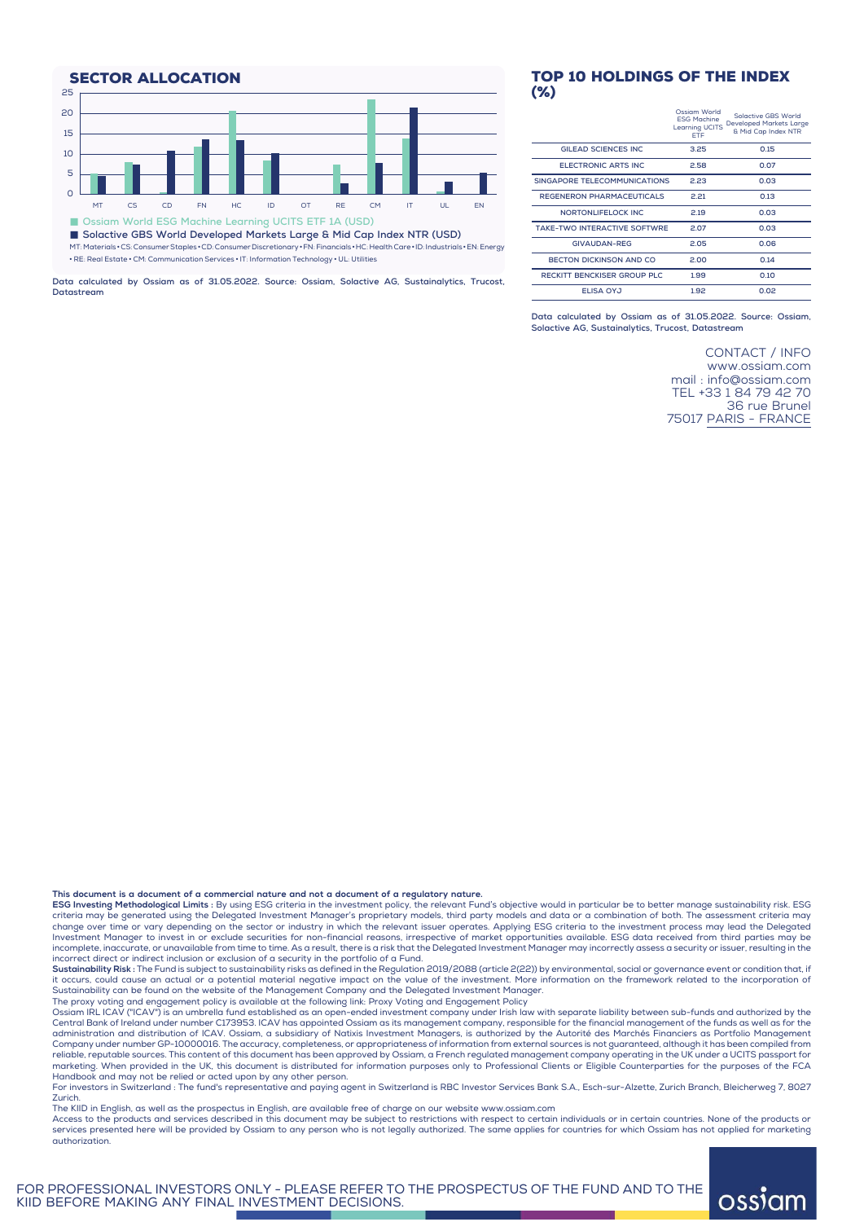## SECTOR ALLOCATION

■ Ossiam World ESG Machine Learning UCITS ETF 1A (USD)
■ Solactive GBS World Developed Markets Large & Mid Cap Index NTR (USD)

MT: Materials • CS: Consumer Staples • CD: Consumer Discretionary • FN: Financials • HC: Health Care • ID: Industrials • EN: Energy • RE: Real Estate • CM: Communication Services • IT: Information Technology • UL: Utilities

Data calculated by Ossiam as of 31.05.2022. Source: Ossiam, Solactive AG, Sustainalytics, Trucost, Datastream

## TOP 10 HOLDINGS OF THE INDEX (%)

| | Ossiam World ESG Machine Learning UCITS ETF | Solactive GBS World Developed Markets Large & Mid Cap Index NTR |
|---|---|---|
| GILEAD SCIENCES INC | 3.25 | 0.15 |
| ELECTRONIC ARTS INC | 2.58 | 0.07 |
| SINGAPORE TELECOMMUNICATIONS | 2.23 | 0.03 |
| REGENERON PHARMACEUTICALS | 2.21 | 0.13 |
| NORTONLIFELOCK INC | 2.19 | 0.03 |
| TAKE-TWO INTERACTIVE SOFTWRE | 2.07 | 0.03 |
| GIVAUDAN-REG | 2.05 | 0.06 |
| BECTON DICKINSON AND CO | 2.00 | 0.14 |
| RECKITT BENCKISER GROUP PLC | 1.99 | 0.10 |
| ELISA OYJ | 1.92 | 0.02 |

Data calculated by Ossiam as of 31.05.2022. Source: Ossiam, Solactive AG, Sustainalytics, Trucost, Datastream

CONTACT / INFO
www.ossiam.com
mail : info@ossiam.com
TEL +33 1 84 79 42 70
36 rue Brunel
75017 PARIS - FRANCE

**This document is a document of a commercial nature and not a document of a regulatory nature.**

**ESG Investing Methodological Limits :** By using ESG criteria in the investment policy, the relevant Fund's objective would in particular be to better manage sustainability risk. ESG criteria may be generated using the Delegated Investment Manager's proprietary models, third party models and data or a combination of both. The assessment criteria may change over time or vary depending on the sector or industry in which the relevant issuer operates. Applying ESG criteria to the investment process may lead the Delegated Investment Manager to invest in or exclude securities for non-financial reasons, irrespective of market opportunities available. ESG data received from third parties may be incomplete, inaccurate, or unavailable from time to time. As a result, there is a risk that the Delegated Investment Manager may incorrectly assess a security or issuer, resulting in the incorrect direct or indirect inclusion or exclusion of a security in the portfolio of a Fund.

**Sustainability Risk :** The Fund is subject to sustainability risks as defined in the Regulation 2019/2088 (article 2(22)) by environmental, social or governance event or condition that, if it occurs, could cause an actual or a potential material negative impact on the value of the investment. More information on the framework related to the incorporation of Sustainability can be found on the website of the Management Company and the Delegated Investment Manager.

The proxy voting and engagement policy is available at the following link: Proxy Voting and Engagement Policy

Ossiam IRL ICAV ("ICAV") is an umbrella fund established as an open-ended investment company under Irish law with separate liability between sub-funds and authorized by the Central Bank of Ireland under number C173953. ICAV has appointed Ossiam as its management company, responsible for the financial management of the funds as well as for the administration and distribution of ICAV. Ossiam, a subsidiary of Natixis Investment Managers, is authorized by the Autorité des Marchés Financiers as Portfolio Management Company under number GP-10000016. The accuracy, completeness, or appropriateness of information from external sources is not guaranteed, although it has been compiled from reliable, reputable sources. This content of this document has been approved by Ossiam, a French regulated management company operating in the UK under a UCITS passport for marketing. When provided in the UK, this document is distributed for information purposes only to Professional Clients or Eligible Counterparties for the purposes of the FCA Handbook and may not be relied or acted upon by any other person.

For investors in Switzerland : The fund's representative and paying agent in Switzerland is RBC Investor Services Bank S.A., Esch-sur-Alzette, Zurich Branch, Bleicherweg 7, 8027 Zurich.

The KIID in English, as well as the prospectus in English, are available free of charge on our website www.ossiam.com

Access to the products and services described in this document may be subject to restrictions with respect to certain individuals or in certain countries. None of the products or services presented here will be provided by Ossiam to any person who is not legally authorized. The same applies for countries for which Ossiam has not applied for marketing authorization.

FOR PROFESSIONAL INVESTORS ONLY - PLEASE REFER TO THE PROSPECTUS OF THE FUND AND TO THE KIID BEFORE MAKING ANY FINAL INVESTMENT DECISIONS.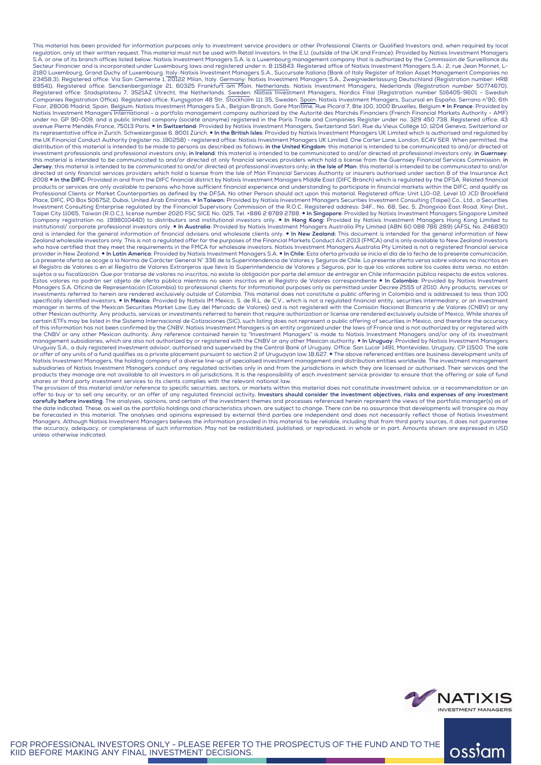This material has been provided for information purposes only to investment service providers or other Professional Clients or Qualified Investors and, when required by local regulation, only at their written request. This material must not be used with Retail Investors. In the E.U. (outside of the UK and France): Provided by Natixis Investment Managers S.A. or one of its branch offices listed below. Natixis Investment Managers S.A. is a Luxembourg management company that is authorized by the Commission de Surveillance du Secteur Financier and is incorporated under Luxembourg laws and registered under n. B 115843. Registered office of Natixis Investment Managers S.A.: 2, rue Jean Monnet, L-2180 Luxembourg, Grand Duchy of Luxembourg. Italy: Natixis Investment Managers S.A., Succursale Italiana (Bank of Italy Register of Italian Asset Management Companies no 23458.3). Registered office: Via San Clemente 1, 20122 Milan, Italy. Germany: Natixis Investment Managers S.A., Zweigniederlassung Deutschland (Registration number: HRB 88541). Registered office: Senckenberganlage 21, 60325 Frankfurt am Main. Netherlands: Natixis Investment Managers, Nederlands (Registration number 50774670). Registered office: Stadsplateau 7, 3521AZ Utrecht, the Netherlands. Sweden: Natixis Investment Managers, Nordics Filial (Registration number 516405-9601 - Swedish Companies Registration Office). Registered office: Kungsgatan 48 5tr, Stockholm 111 35, Sweden. Spain: Natixis Investment Managers, Sucursal en España, Serrano n°90, 6th Floor, 28006 Madrid, Spain. Belgium: Natixis Investment Managers S.A., Belgian Branch, Gare Maritime, Rue Picard 7, Bte 100, 1000 Bruxelles, Belgium • **In France**: Provided by Natixis Investment Managers International – a portfolio management company authorized by the Autorité des Marchés Financiers (French Financial Markets Authority - AMF) under no. GP 90-009, and a public limited company (société anonyme) registered in the Paris Trade and Companies Register under no. 329 450 738. Registered office: 43 avenue Pierre Mendès France, 75013 Paris. • **In Switzerland**: Provided by Natixis Investment Managers, Switzerland Sàrl, Rue du Vieux Collège 10, 1204 Geneva, Switzerland or its representative office in Zurich, Schweizergasse 6, 8001 Zürich. • **In the British Isles**: Provided by Natixis Investment Managers UK Limited which is authorised and regulated by the UK Financial Conduct Authority (register no. 190258) - registered office: Natixis Investment Managers UK Limited, One Carter Lane, London, EC4V 5ER. When permitted, the distribution of this material is intended to be made to persons as described as follows: **in the United Kingdom**: this material is intended to be communicated to and/or directed at investment professionals and professional investors only; **in Ireland**: this material is intended to be communicated to and/or directed at professional investors only; **in Guernsey**: this material is intended to be communicated to and/or directed at only financial services providers which hold a license from the Guernsey Financial Services Commission; **in Jersey**: this material is intended to be communicated to and/or directed at professional investors only; **in the Isle of Man**: this material is intended to be communicated to and/or directed at only financial services providers which hold a license from the Isle of Man Financial Services Authority or insurers authorised under section 8 of the Insurance Act 2008 • **In the DIFC:** Provided in and from the DIFC financial district by Natixis Investment Managers Middle East (DIFC Branch) which is regulated by the DFSA. Related financial products or services are only available to persons who have sufficient financial experience and understanding to participate in financial markets within the DIFC, and qualify as Professional Clients or Market Counterparties as defined by the DFSA. No other Person should act upon this material. Registered office: Unit L10-02, Level 10 ,ICD Brookfield Place, DIFC, PO Box 506752, Dubai, United Arab Emirates. • **In Taiwan:** Provided by Natixis Investment Managers Securities Investment Consulting (Taipei) Co., Ltd., a Securities Investment Consulting Enterprise regulated by the Financial Supervisory Commission of the R.O.C. Registered address: 34F., No. 68, Sec. 5, Zhongxiao East Road, Xinyi Dist., Taipei City 11065, Taiwan (R.O.C.), license number 2020 FSC SICE No. 025, Tel. +886 2 8789 2788. • **In Singapore**: Provided by Natixis Investment Managers Singapore Limited (company registration no. 199801044D) to distributors and institutional investors only. • **In Hong Kong:** Provided by Natixis Investment Managers Hong Kong Limited to institutional/ corporate professional investors only. • **In Australia**: Provided by Natixis Investment Managers Australia Pty Limited (ABN 60 088 786 289) (AFSL No. 246830) and is intended for the general information of financial advisers and wholesale clients only. • **In New Zealand:** This document is intended for the general information of New Zealand wholesale investors only. This is not a regulated offer for the purposes of the Financial Markets Conduct Act 2013 (FMCA) and is only available to New Zealand investors who have certified that they meet the requirements in the FMCA for wholesale investors. Natixis Investment Managers Australia Pty Limited is not a registered financial service provider in New Zealand. • **In Latin America**: Provided by Natixis Investment Managers S.A. • **In Chile**: Esta oferta privada se inicia el día de la fecha de la presente comunicación. La presente oferta se acoge a la Norma de Carácter General N° 336 de la Superintendencia de Valores y Seguros de Chile. La presente oferta versa sobre valores no inscritos en el Registro de Valores o en el Registro de Valores Extranjeros que lleva la Superintendencia de Valores y Seguros, por lo que los valores sobre los cuales ésta versa, no están sujetos a su fiscalización. Que por tratarse de valores no inscritos, no existe la obligación por parte del emisor de entregar en Chile información pública respecto de estos valores. Estos valores no podrán ser objeto de oferta pública mientras no sean inscritos en el Registro de Valores correspondiente • **In Colombia**: Provided by Natixis Investment Managers S.A. Oficina de Representación (Colombia) to professional clients for informational purposes only as permitted under Decree 2555 of 2010. Any products, services or investments referred to herein are rendered exclusively outside of Colombia. This material does not constitute a public offering in Colombia and is addressed to less than 100 specifically identified investors. • **In Mexico**: Provided by Natixis IM Mexico, S. de R.L. de C.V., which is not a regulated financial entity, securities intermediary, or an investment manager in terms of the Mexican Securities Market Law (Ley del Mercado de Valores) and is not registered with the Comisión Nacional Bancaria y de Valores (CNBV) or any other Mexican authority. Any products, services or investments referred to herein that require authorization or license are rendered exclusively outside of Mexico. While shares of certain ETFs may be listed in the Sistema Internacional de Cotizaciones (SIC), such listing does not represent a public offering of securities in Mexico, and therefore the accuracy of this information has not been confirmed by the CNBV. Natixis Investment Managers is an entity organized under the laws of France and is not authorized by or registered with the CNBV or any other Mexican authority. Any reference contained herein to "Investment Managers" is made to Natixis Investment Managers and/or any of its investment management subsidiaries, which are also not authorized by or registered with the CNBV or any other Mexican authority. • **In Uruguay**: Provided by Natixis Investment Managers Uruguay S.A., a duly registered investment advisor, authorised and supervised by the Central Bank of Uruguay. Office: San Lucar 1491, Montevideo, Uruguay, CP 11500. The sale or offer of any units of a fund qualifies as a private placement pursuant to section 2 of Uruguayan law 18,627. • The above referenced entities are business development units of Natixis Investment Managers, the holding company of a diverse line-up of specialised investment management and distribution entities worldwide. The investment management subsidiaries of Natixis Investment Managers conduct any regulated activities only in and from the jurisdictions in which they are licensed or authorised. Their services and the products they manage are not available to all investors in all jurisdictions. It is the responsibility of each investment service provider to ensure that the offering or sale of fund shares or third party investment services to its clients complies with the relevant national law.

The provision of this material and/or reference to specific securities, sectors, or markets within this material does not constitute investment advice, or a recommendation or an offer to buy or to sell any security, or an offer of any regulated financial activity. **Investors should consider the investment objectives, risks and expenses of any investment carefully before investing**. The analyses, opinions, and certain of the investment themes and processes referenced herein represent the views of the portfolio manager(s) as of the date indicated. These, as well as the portfolio holdings and characteristics shown, are subject to change. There can be no assurance that developments will transpire as may be forecasted in this material. The analyses and opinions expressed by external third parties are independent and does not necessarily reflect those of Natixis Investment Managers. Although Natixis Investment Managers believes the information provided in this material to be reliable, including that from third party sources, it does not guarantee the accuracy, adequacy, or completeness of such information. May not be redistributed, published, or reproduced, in whole or in part. Amounts shown are expressed in USD unless otherwise indicated.

NATIXIS
INVESTMENT MANAGERS

FOR PROFESSIONAL INVESTORS ONLY - PLEASE REFER TO THE PROSPECTUS OF THE FUND AND TO THE KIID BEFORE MAKING ANY FINAL INVESTMENT DECISIONS.

ossiam